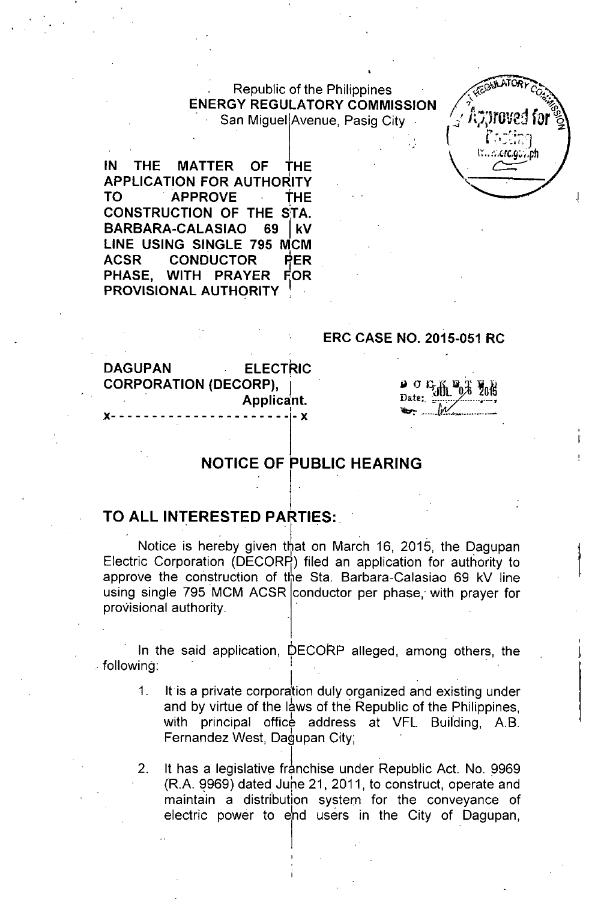Republic of the Philippines
**ENERGY REGULATORY COMMISSION**
San Miguel Avenue, Pasig City

**IN THE MATTER OF THE APPLICATION FOR AUTHORITY TO APPROVE THE CONSTRUCTION OF THE STA. BARBARA-CALASIAO 69 kV LINE USING SINGLE 795 MCM ACSR CONDUCTOR PER PHASE, WITH PRAYER FOR PROVISIONAL AUTHORITY**

**ERC CASE NO. 2015-051 RC**

**DAGUPAN ELECTRIC CORPORATION (DECORP),**
**Applicant.**
x- - - - - - - - - - - - - - - - - - - - - - - x

DOCKETED
Date: JUL 06 2015

# NOTICE OF PUBLIC HEARING

## TO ALL INTERESTED PARTIES:

Notice is hereby given that on March 16, 2015, the Dagupan Electric Corporation (DECORP) filed an application for authority to approve the construction of the Sta. Barbara-Calasiao 69 kV line using single 795 MCM ACSR conductor per phase, with prayer for provisional authority.

In the said application, DECORP alleged, among others, the following:

1. It is a private corporation duly organized and existing under and by virtue of the laws of the Republic of the Philippines, with principal office address at VFL Building, A.B. Fernandez West, Dagupan City;

2. It has a legislative franchise under Republic Act. No. 9969 (R.A. 9969) dated June 21, 2011, to construct, operate and maintain a distribution system for the conveyance of electric power to end users in the City of Dagupan,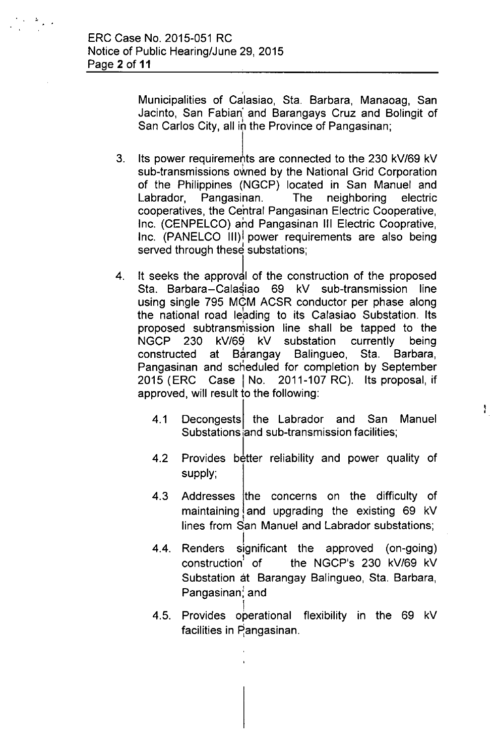Municipalities of Calasiao, Sta. Barbara, Manaoag, San Jacinto, San Fabian and Barangays Cruz and Bolingit of San Carlos City, all in the Province of Pangasinan;

3. Its power requirements are connected to the 230 kV/69 kV sub-transmissions owned by the National Grid Corporation of the Philippines (NGCP) located in San Manuel and Labrador, Pangasinan. The neighboring electric cooperatives, the Central Pangasinan Electric Cooperative, Inc. (CENPELCO) and Pangasinan III Electric Cooprative, Inc. (PANELCO III) power requirements are also being served through these substations;

4. It seeks the approval of the construction of the proposed Sta. Barbara–Calasiao 69 kV sub-transmission line using single 795 MCM ACSR conductor per phase along the national road leading to its Calasiao Substation. Its proposed subtransmission line shall be tapped to the NGCP 230 kV/69 kV substation currently being constructed at Barangay Balingueo, Sta. Barbara, Pangasinan and scheduled for completion by September 2015 (ERC Case No. 2011-107 RC). Its proposal, if approved, will result to the following:

    4.1 Decongests the Labrador and San Manuel Substations and sub-transmission facilities;

    4.2 Provides better reliability and power quality of supply;

    4.3 Addresses the concerns on the difficulty of maintaining and upgrading the existing 69 kV lines from San Manuel and Labrador substations;

    4.4. Renders significant the approved (on-going) construction of the NGCP's 230 kV/69 kV Substation at Barangay Balingueo, Sta. Barbara, Pangasinan; and

    4.5. Provides operational flexibility in the 69 kV facilities in Pangasinan.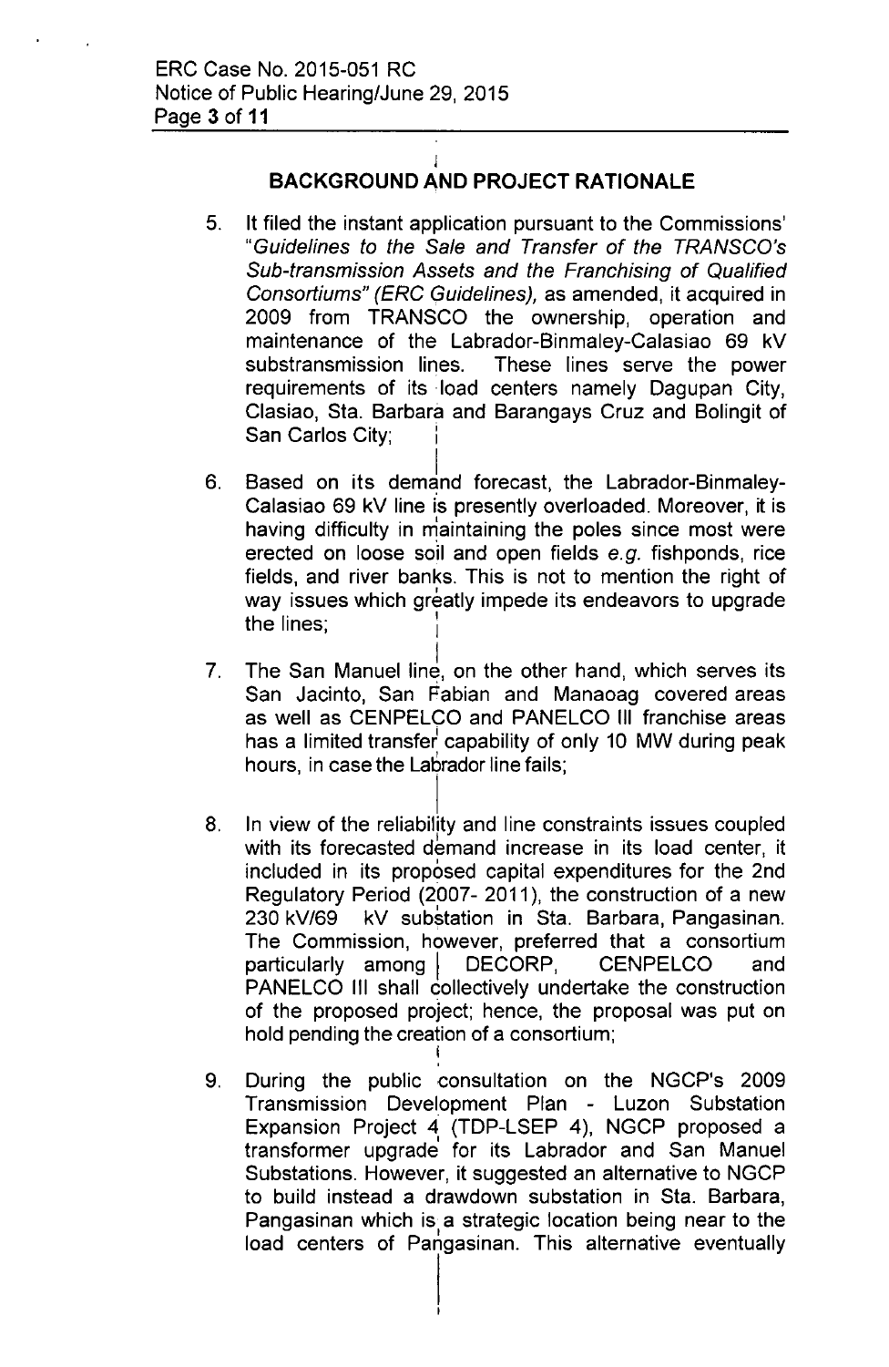## BACKGROUND AND PROJECT RATIONALE

5. It filed the instant application pursuant to the Commissions' "*Guidelines to the Sale and Transfer of the TRANSCO's Sub-transmission Assets and the Franchising of Qualified Consortiums" (ERC Guidelines),* as amended, it acquired in 2009 from TRANSCO the ownership, operation and maintenance of the Labrador-Binmaley-Calasiao 69 kV substransmission lines. These lines serve the power requirements of its load centers namely Dagupan City, Clasiao, Sta. Barbara and Barangays Cruz and Bolingit of San Carlos City;

6. Based on its demand forecast, the Labrador-Binmaley-Calasiao 69 kV line is presently overloaded. Moreover, it is having difficulty in maintaining the poles since most were erected on loose soil and open fields *e.g.* fishponds, rice fields, and river banks. This is not to mention the right of way issues which greatly impede its endeavors to upgrade the lines;

7. The San Manuel line, on the other hand, which serves its San Jacinto, San Fabian and Manaoag covered areas as well as CENPELCO and PANELCO III franchise areas has a limited transfer capability of only 10 MW during peak hours, in case the Labrador line fails;

8. In view of the reliability and line constraints issues coupled with its forecasted demand increase in its load center, it included in its proposed capital expenditures for the 2nd Regulatory Period (2007- 2011), the construction of a new 230 kV/69 kV substation in Sta. Barbara, Pangasinan. The Commission, however, preferred that a consortium particularly among DECORP, CENPELCO and PANELCO III shall collectively undertake the construction of the proposed project; hence, the proposal was put on hold pending the creation of a consortium;

9. During the public consultation on the NGCP's 2009 Transmission Development Plan - Luzon Substation Expansion Project 4 (TDP-LSEP 4), NGCP proposed a transformer upgrade for its Labrador and San Manuel Substations. However, it suggested an alternative to NGCP to build instead a drawdown substation in Sta. Barbara, Pangasinan which is a strategic location being near to the load centers of Pangasinan. This alternative eventually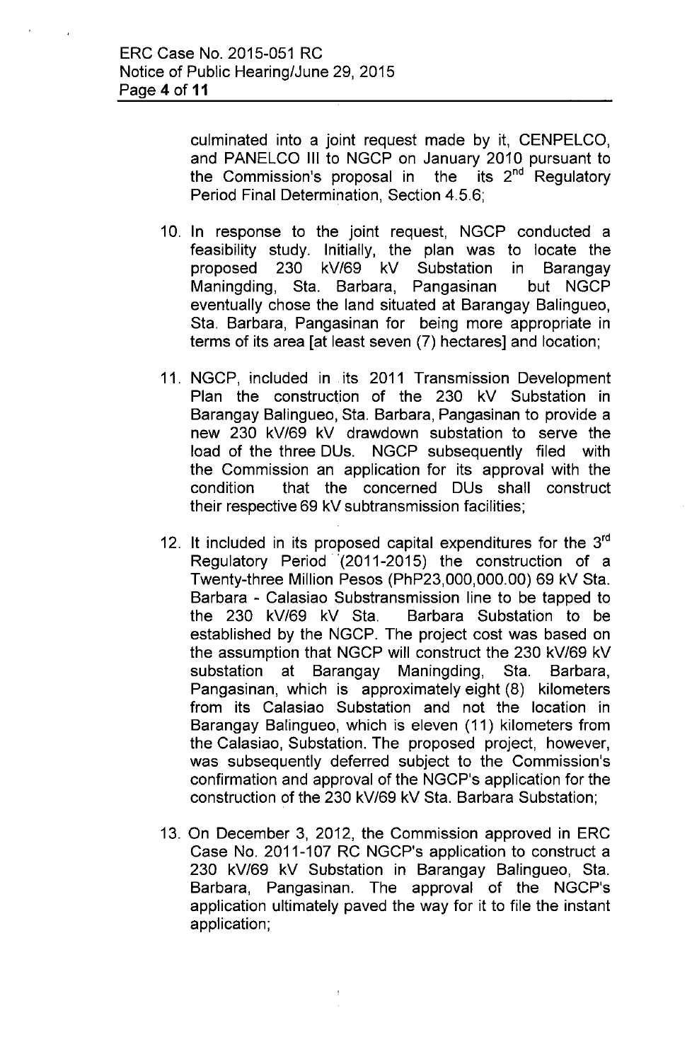culminated into a joint request made by it, CENPELCO, and PANELCO III to NGCP on January 2010 pursuant to the Commission's proposal in the its 2nd Regulatory Period Final Determination, Section 4.5.6;

10. In response to the joint request, NGCP conducted a feasibility study. Initially, the plan was to locate the proposed 230 kV/69 kV Substation in Barangay Maningding, Sta. Barbara, Pangasinan but NGCP eventually chose the land situated at Barangay Balingueo, Sta. Barbara, Pangasinan for being more appropriate in terms of its area [at least seven (7) hectares] and location;

11. NGCP, included in its 2011 Transmission Development Plan the construction of the 230 kV Substation in Barangay Balingueo, Sta. Barbara, Pangasinan to provide a new 230 kV/69 kV drawdown substation to serve the load of the three DUs. NGCP subsequently filed with the Commission an application for its approval with the condition that the concerned DUs shall construct their respective 69 kV subtransmission facilities;

12. It included in its proposed capital expenditures for the 3rd Regulatory Period (2011-2015) the construction of a Twenty-three Million Pesos (PhP23,000,000.00) 69 kV Sta. Barbara - Calasiao Substransmission line to be tapped to the 230 kV/69 kV Sta. Barbara Substation to be established by the NGCP. The project cost was based on the assumption that NGCP will construct the 230 kV/69 kV substation at Barangay Maningding, Sta. Barbara, Pangasinan, which is approximately eight (8) kilometers from its Calasiao Substation and not the location in Barangay Balingueo, which is eleven (11) kilometers from the Calasiao, Substation. The proposed project, however, was subsequently deferred subject to the Commission's confirmation and approval of the NGCP's application for the construction of the 230 kV/69 kV Sta. Barbara Substation;

13. On December 3, 2012, the Commission approved in ERC Case No. 2011-107 RC NGCP's application to construct a 230 kV/69 kV Substation in Barangay Balingueo, Sta. Barbara, Pangasinan. The approval of the NGCP's application ultimately paved the way for it to file the instant application;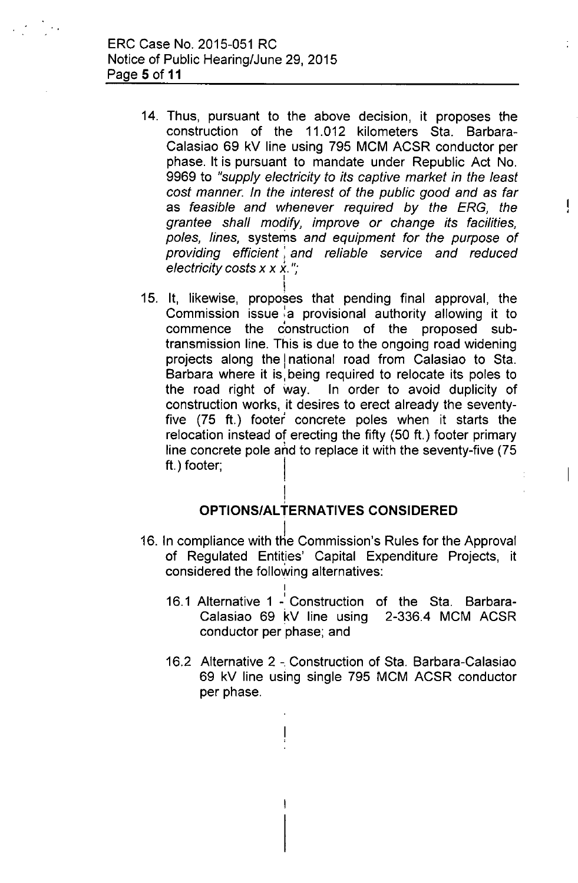14. Thus, pursuant to the above decision, it proposes the construction of the 11.012 kilometers Sta. Barbara-Calasiao 69 kV line using 795 MCM ACSR conductor per phase. It is pursuant to mandate under Republic Act No. 9969 to *"supply electricity to its captive market in the least cost manner. In the interest of the public good and as far as feasible and whenever required by the ERG, the grantee shall modify, improve or change its facilities, poles, lines,* systems *and equipment for the purpose of providing efficient and reliable service and reduced electricity costs x x x."*;

15. It, likewise, proposes that pending final approval, the Commission issue a provisional authority allowing it to commence the construction of the proposed sub-transmission line. This is due to the ongoing road widening projects along the national road from Calasiao to Sta. Barbara where it is being required to relocate its poles to the road right of way. In order to avoid duplicity of construction works, it desires to erect already the seventy-five (75 ft.) footer concrete poles when it starts the relocation instead of erecting the fifty (50 ft.) footer primary line concrete pole and to replace it with the seventy-five (75 ft.) footer;

## OPTIONS/ALTERNATIVES CONSIDERED

16. In compliance with the Commission's Rules for the Approval of Regulated Entities' Capital Expenditure Projects, it considered the following alternatives:

    16.1 Alternative 1 - Construction of the Sta. Barbara-Calasiao 69 kV line using 2-336.4 MCM ACSR conductor per phase; and

    16.2 Alternative 2 - Construction of Sta. Barbara-Calasiao 69 kV line using single 795 MCM ACSR conductor per phase.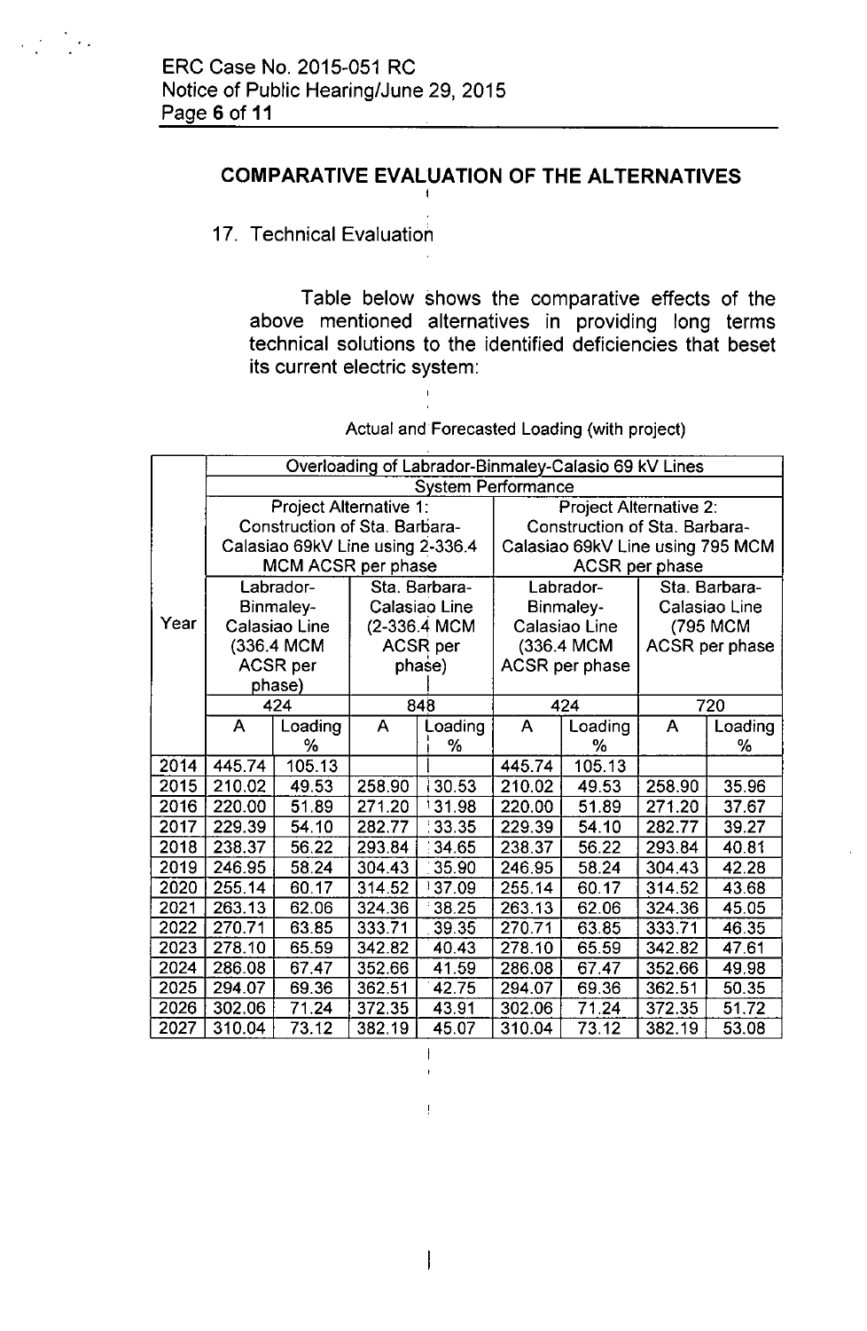## COMPARATIVE EVALUATION OF THE ALTERNATIVES

17. Technical Evaluation

Table below shows the comparative effects of the above mentioned alternatives in providing long terms technical solutions to the identified deficiencies that beset its current electric system:

Actual and Forecasted Loading (with project)

| Year | Overloading of Labrador-Binmaley-Calasio 69 kV Lines | | | | | | | |
|---|---|---|---|---|---|---|---|---|
| | System Performance | | | | | | | |
| | Project Alternative 1: Construction of Sta. Barbara-Calasiao 69kV Line using 2-336.4 MCM ACSR per phase | | | | Project Alternative 2: Construction of Sta. Barbara-Calasiao 69kV Line using 795 MCM ACSR per phase | | | |
| | Labrador-Binmaley-Calasiao Line (336.4 MCM ACSR per phase) | | Sta. Barbara-Calasiao Line (2-336.4 MCM ACSR per phase) | | Labrador-Binmaley-Calasiao Line (336.4 MCM ACSR per phase | | Sta. Barbara-Calasiao Line (795 MCM ACSR per phase | |
| | 424 | | 848 | | 424 | | 720 | |
| | A | Loading % | A | Loading % | A | Loading % | A | Loading % |
| 2014 | 445.74 | 105.13 | | | 445.74 | 105.13 | | |
| 2015 | 210.02 | 49.53 | 258.90 | 30.53 | 210.02 | 49.53 | 258.90 | 35.96 |
| 2016 | 220.00 | 51.89 | 271.20 | 31.98 | 220.00 | 51.89 | 271.20 | 37.67 |
| 2017 | 229.39 | 54.10 | 282.77 | 33.35 | 229.39 | 54.10 | 282.77 | 39.27 |
| 2018 | 238.37 | 56.22 | 293.84 | 34.65 | 238.37 | 56.22 | 293.84 | 40.81 |
| 2019 | 246.95 | 58.24 | 304.43 | 35.90 | 246.95 | 58.24 | 304.43 | 42.28 |
| 2020 | 255.14 | 60.17 | 314.52 | 37.09 | 255.14 | 60.17 | 314.52 | 43.68 |
| 2021 | 263.13 | 62.06 | 324.36 | 38.25 | 263.13 | 62.06 | 324.36 | 45.05 |
| 2022 | 270.71 | 63.85 | 333.71 | 39.35 | 270.71 | 63.85 | 333.71 | 46.35 |
| 2023 | 278.10 | 65.59 | 342.82 | 40.43 | 278.10 | 65.59 | 342.82 | 47.61 |
| 2024 | 286.08 | 67.47 | 352.66 | 41.59 | 286.08 | 67.47 | 352.66 | 49.98 |
| 2025 | 294.07 | 69.36 | 362.51 | 42.75 | 294.07 | 69.36 | 362.51 | 50.35 |
| 2026 | 302.06 | 71.24 | 372.35 | 43.91 | 302.06 | 71.24 | 372.35 | 51.72 |
| 2027 | 310.04 | 73.12 | 382.19 | 45.07 | 310.04 | 73.12 | 382.19 | 53.08 |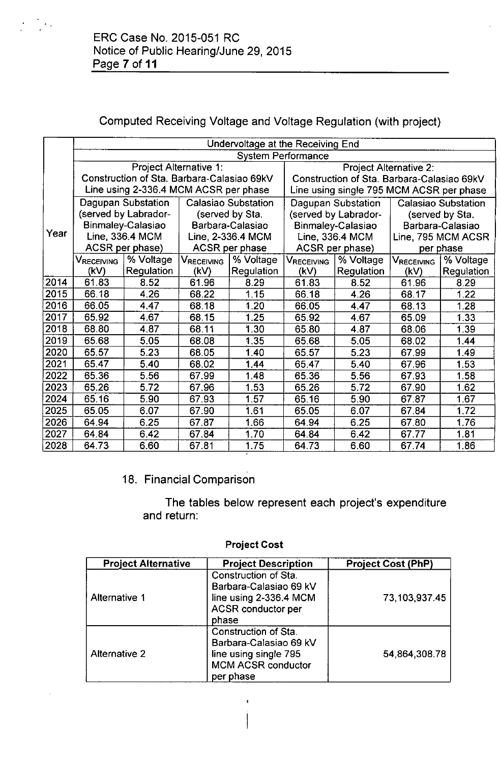Computed Receiving Voltage and Voltage Regulation (with project)

| Year | Undervoltage at the Receiving End | | | | | | | |
|---|---|---|---|---|---|---|---|---|
| | System Performance | | | | | | | |
| | Project Alternative 1: Construction of Sta. Barbara-Calasiao 69kV Line using 2-336.4 MCM ACSR per phase | | | | Project Alternative 2: Construction of Sta. Barbara-Calasiao 69kV Line using single 795 MCM ACSR per phase | | | |
| | Dagupan Substation (served by Labrador-Binmaley-Calasiao Line, 336.4 MCM ACSR per phase) | | Calasiao Substation (served by Sta. Barbara-Calasiao Line, 2-336.4 MCM ACSR per phase | | Dagupan Substation (served by Labrador-Binmaley-Calasiao Line, 336.4 MCM ACSR per phase) | | Calasiao Substation (served by Sta. Barbara-Calasiao Line, 795 MCM ACSR per phase | |
| | $V_{RECEIVING}$ (kV) | % Voltage Regulation | $V_{RECEIVING}$ (kV) | % Voltage Regulation | $V_{RECEIVING}$ (kV) | % Voltage Regulation | $V_{RECEIVING}$ (kV) | % Voltage Regulation |
| 2014 | 61.83 | 8.52 | 61.96 | 8.29 | 61.83 | 8.52 | 61.96 | 8.29 |
| 2015 | 66.18 | 4.26 | 68.22 | 1.15 | 66.18 | 4.26 | 68.17 | 1.22 |
| 2016 | 66.05 | 4.47 | 68.18 | 1.20 | 66.05 | 4.47 | 68.13 | 1.28 |
| 2017 | 65.92 | 4.67 | 68.15 | 1.25 | 65.92 | 4.67 | 65.09 | 1.33 |
| 2018 | 68.80 | 4.87 | 68.11 | 1.30 | 65.80 | 4.87 | 68.06 | 1.39 |
| 2019 | 65.68 | 5.05 | 68.08 | 1.35 | 65.68 | 5.05 | 68.02 | 1.44 |
| 2020 | 65.57 | 5.23 | 68.05 | 1.40 | 65.57 | 5.23 | 67.99 | 1.49 |
| 2021 | 65.47 | 5.40 | 68.02 | 1.44 | 65.47 | 5.40 | 67.96 | 1.53 |
| 2022 | 65.36 | 5.56 | 67.99 | 1.48 | 65.36 | 5.56 | 67.93 | 1.58 |
| 2023 | 65.26 | 5.72 | 67.96 | 1.53 | 65.26 | 5.72 | 67.90 | 1.62 |
| 2024 | 65.16 | 5.90 | 67.93 | 1.57 | 65.16 | 5.90 | 67.87 | 1.67 |
| 2025 | 65.05 | 6.07 | 67.90 | 1.61 | 65.05 | 6.07 | 67.84 | 1.72 |
| 2026 | 64.94 | 6.25 | 67.87 | 1.66 | 64.94 | 6.25 | 67.80 | 1.76 |
| 2027 | 64.84 | 6.42 | 67.84 | 1.70 | 64.84 | 6.42 | 67.77 | 1.81 |
| 2028 | 64.73 | 6.60 | 67.81 | 1.75 | 64.73 | 6.60 | 67.74 | 1.86 |

18. Financial Comparison

The tables below represent each project's expenditure and return:

**Project Cost**

| Project Alternative | Project Description | Project Cost (PhP) |
|---|---|---|
| Alternative 1 | Construction of Sta. Barbara-Calasiao 69 kV line using 2-336.4 MCM ACSR conductor per phase | 73,103,937.45 |
| Alternative 2 | Construction of Sta. Barbara-Calasiao 69 kV line using single 795 MCM ACSR conductor per phase | 54,864,308.78 |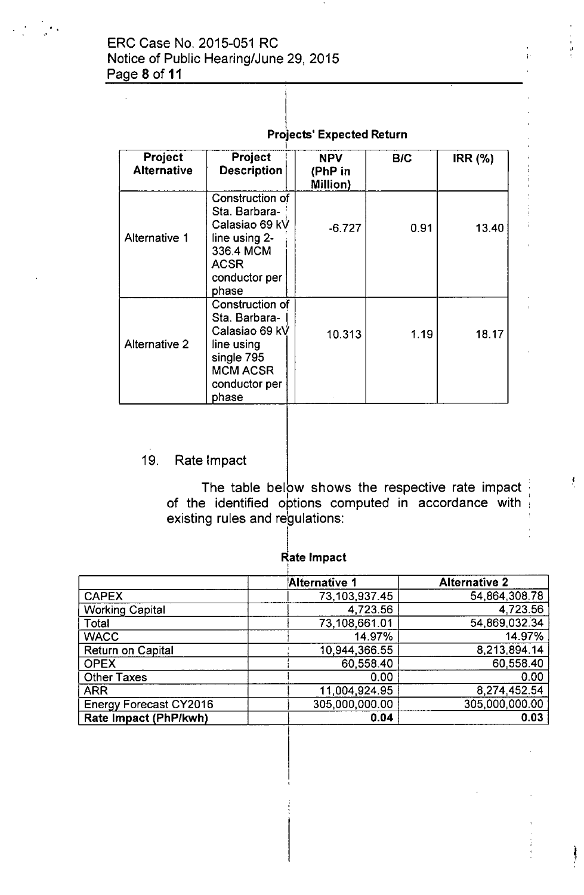**Projects' Expected Return**

| Project Alternative | Project Description | NPV (PhP in Million) | B/C | IRR (%) |
|---|---|---|---|---|
| Alternative 1 | Construction of Sta. Barbara-Calasiao 69 kV line using 2-336.4 MCM ACSR conductor per phase | -6.727 | 0.91 | 13.40 |
| Alternative 2 | Construction of Sta. Barbara-Calasiao 69 kV line using single 795 MCM ACSR conductor per phase | 10.313 | 1.19 | 18.17 |

19. Rate Impact

The table below shows the respective rate impact of the identified options computed in accordance with existing rules and regulations:

**Rate Impact**

| | Alternative 1 | Alternative 2 |
|---|---|---|
| CAPEX | 73,103,937.45 | 54,864,308.78 |
| Working Capital | 4,723.56 | 4,723.56 |
| Total | 73,108,661.01 | 54,869,032.34 |
| WACC | 14.97% | 14.97% |
| Return on Capital | 10,944,366.55 | 8,213,894.14 |
| OPEX | 60,558.40 | 60,558.40 |
| Other Taxes | 0.00 | 0.00 |
| ARR | 11,004,924.95 | 8,274,452.54 |
| Energy Forecast CY2016 | 305,000,000.00 | 305,000,000.00 |
| **Rate Impact (PhP/kwh)** | **0.04** | **0.03** |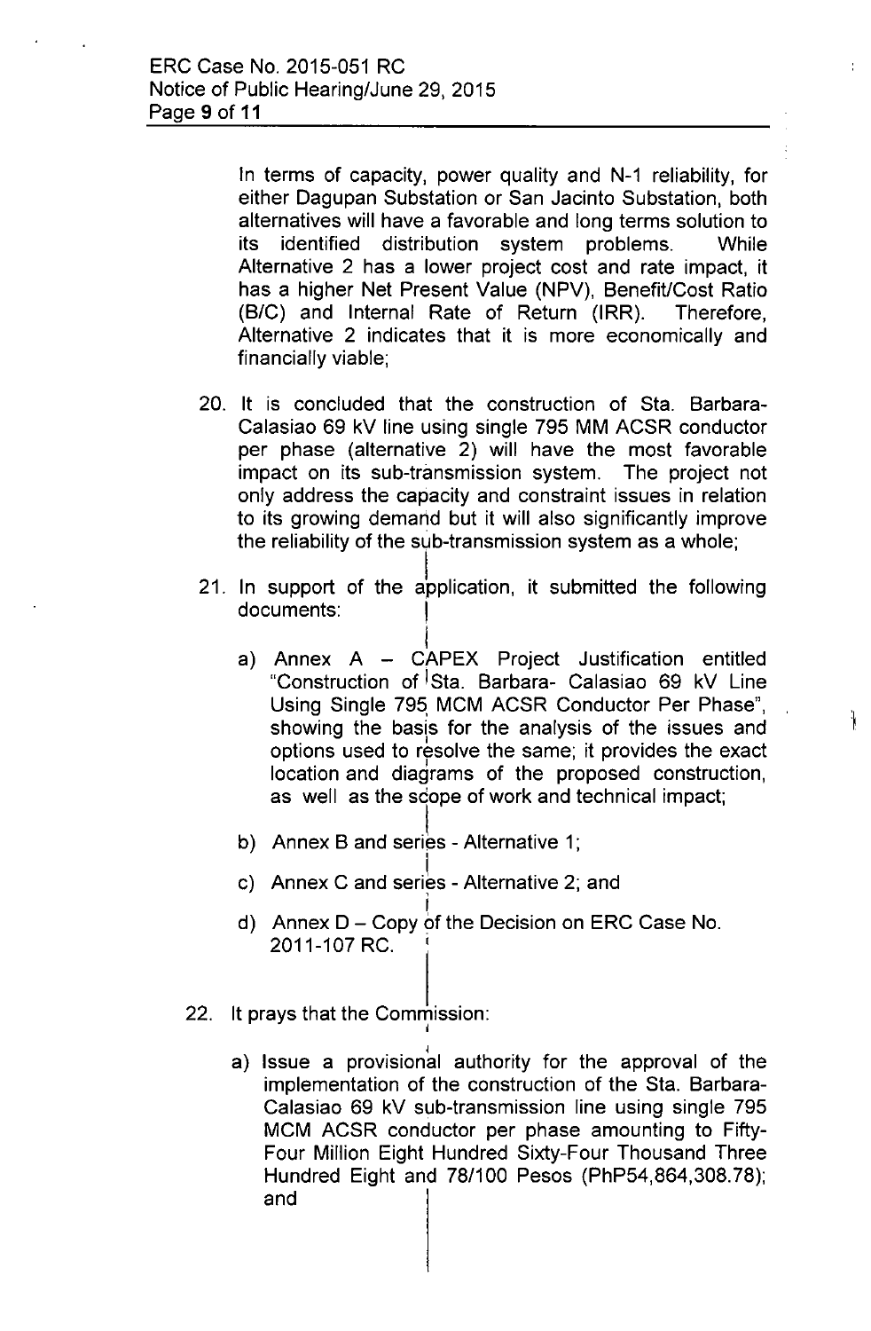In terms of capacity, power quality and N-1 reliability, for either Dagupan Substation or San Jacinto Substation, both alternatives will have a favorable and long terms solution to its identified distribution system problems. While Alternative 2 has a lower project cost and rate impact, it has a higher Net Present Value (NPV), Benefit/Cost Ratio (B/C) and Internal Rate of Return (IRR). Therefore, Alternative 2 indicates that it is more economically and financially viable;

20. It is concluded that the construction of Sta. Barbara-Calasiao 69 kV line using single 795 MM ACSR conductor per phase (alternative 2) will have the most favorable impact on its sub-transmission system. The project not only address the capacity and constraint issues in relation to its growing demand but it will also significantly improve the reliability of the sub-transmission system as a whole;

21. In support of the application, it submitted the following documents:

    a) Annex A – CAPEX Project Justification entitled "Construction of Sta. Barbara- Calasiao 69 kV Line Using Single 795 MCM ACSR Conductor Per Phase", showing the basis for the analysis of the issues and options used to resolve the same; it provides the exact location and diagrams of the proposed construction, as well as the scope of work and technical impact;

    b) Annex B and series - Alternative 1;

    c) Annex C and series - Alternative 2; and

    d) Annex D – Copy of the Decision on ERC Case No. 2011-107 RC.

22. It prays that the Commission:

    a) Issue a provisional authority for the approval of the implementation of the construction of the Sta. Barbara-Calasiao 69 kV sub-transmission line using single 795 MCM ACSR conductor per phase amounting to Fifty-Four Million Eight Hundred Sixty-Four Thousand Three Hundred Eight and 78/100 Pesos (PhP54,864,308.78); and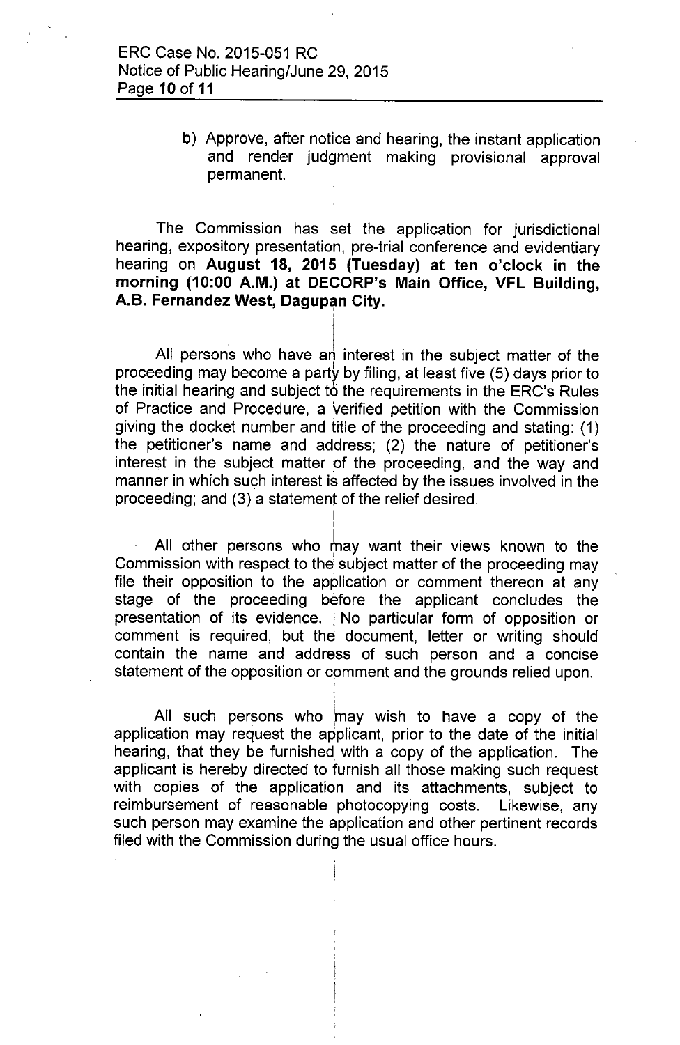b) Approve, after notice and hearing, the instant application and render judgment making provisional approval permanent.

The Commission has set the application for jurisdictional hearing, expository presentation, pre-trial conference and evidentiary hearing on **August 18, 2015 (Tuesday) at ten o'clock in the morning (10:00 A.M.) at DECORP's Main Office, VFL Building, A.B. Fernandez West, Dagupan City.**

All persons who have an interest in the subject matter of the proceeding may become a party by filing, at least five (5) days prior to the initial hearing and subject to the requirements in the ERC's Rules of Practice and Procedure, a verified petition with the Commission giving the docket number and title of the proceeding and stating: (1) the petitioner's name and address; (2) the nature of petitioner's interest in the subject matter of the proceeding, and the way and manner in which such interest is affected by the issues involved in the proceeding; and (3) a statement of the relief desired.

All other persons who may want their views known to the Commission with respect to the subject matter of the proceeding may file their opposition to the application or comment thereon at any stage of the proceeding before the applicant concludes the presentation of its evidence. No particular form of opposition or comment is required, but the document, letter or writing should contain the name and address of such person and a concise statement of the opposition or comment and the grounds relied upon.

All such persons who may wish to have a copy of the application may request the applicant, prior to the date of the initial hearing, that they be furnished with a copy of the application. The applicant is hereby directed to furnish all those making such request with copies of the application and its attachments, subject to reimbursement of reasonable photocopying costs. Likewise, any such person may examine the application and other pertinent records filed with the Commission during the usual office hours.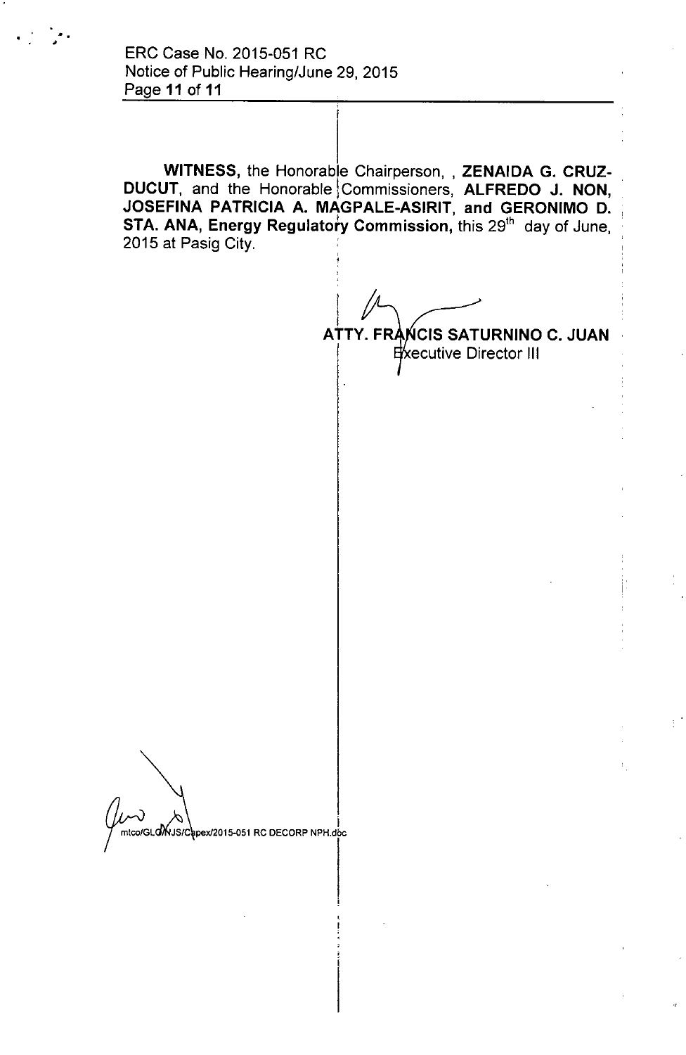**WITNESS,** the Honorable Chairperson, , **ZENAIDA G. CRUZ-DUCUT**, and the Honorable Commissioners, **ALFREDO J. NON, JOSEFINA PATRICIA A. MAGPALE-ASIRIT, and GERONIMO D. STA. ANA, Energy Regulatory Commission,** this 29th day of June, 2015 at Pasig City.

**ATTY. FRANCIS SATURNINO C. JUAN**
Executive Director III

mtco/GLC/NJS/Capex/2015-051 RC DECORP NPH.doc